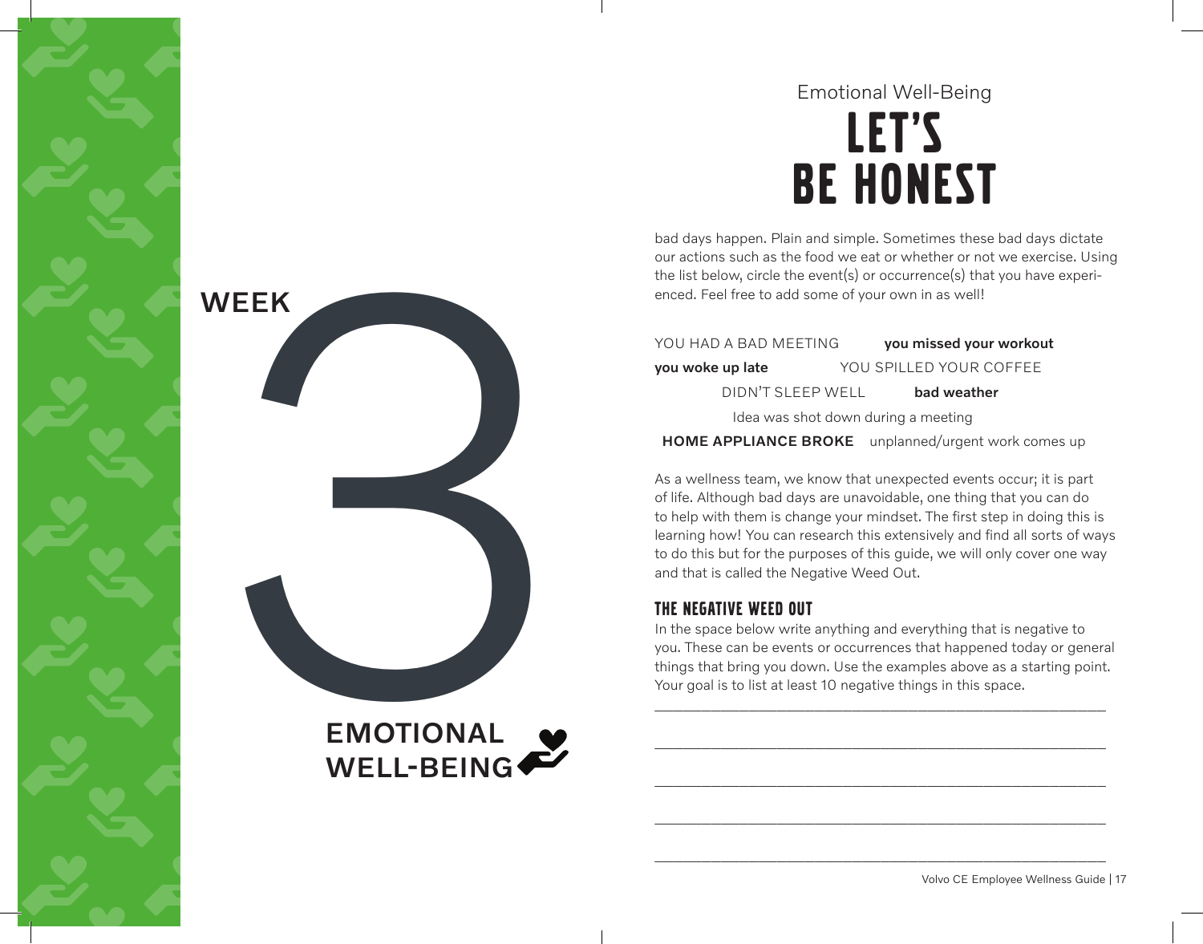# WEEK 3

## EMOTIONAL WELL-BEING

Emotional Well-Being

# LET'S BE HONEST

bad days happen. Plain and simple. Sometimes these bad days dictate our actions such as the food we eat or whether or not we exercise. Using the list below, circle the event(s) or occurrence(s) that you have experienced. Feel free to add some of your own in as well!

YOU HAD A BAD MEETING **you missed your workout**

**you woke up late** YOU SPILLED YOUR COFFEE

DIDN'T SLEEP WELL **bad weather**

Idea was shot down during a meeting

**HOME APPLIANCE BROKE** unplanned/urgent work comes up

As a wellness team, we know that unexpected events occur; it is part of life. Although bad days are unavoidable, one thing that you can do to help with them is change your mindset. The first step in doing this is learning how! You can research this extensively and find all sorts of ways to do this but for the purposes of this guide, we will only cover one way and that is called the Negative Weed Out.

### THE NEGATIVE WEED OUT

In the space below write anything and everything that is negative to you. These can be events or occurrences that happened today or general things that bring you down. Use the examples above as a starting point. Your goal is to list at least 10 negative things in this space.

\_\_\_\_\_\_\_\_\_\_\_\_\_\_\_\_\_\_\_\_\_\_\_\_\_\_\_\_\_\_\_\_\_\_\_\_\_\_\_\_\_\_\_\_\_\_\_\_\_\_\_\_\_\_\_\_

\_\_\_\_\_\_\_\_\_\_\_\_\_\_\_\_\_\_\_\_\_\_\_\_\_\_\_\_\_\_\_\_\_\_\_\_\_\_\_\_\_\_\_\_\_\_\_\_\_\_\_\_\_\_\_\_

\_\_\_\_\_\_\_\_\_\_\_\_\_\_\_\_\_\_\_\_\_\_\_\_\_\_\_\_\_\_\_\_\_\_\_\_\_\_\_\_\_\_\_\_\_\_\_\_\_\_\_\_\_\_\_\_

\_\_\_\_\_\_\_\_\_\_\_\_\_\_\_\_\_\_\_\_\_\_\_\_\_\_\_\_\_\_\_\_\_\_\_\_\_\_\_\_\_\_\_\_\_\_\_\_\_\_\_\_\_\_\_\_

\_\_\_\_\_\_\_\_\_\_\_\_\_\_\_\_\_\_\_\_\_\_\_\_\_\_\_\_\_\_\_\_\_\_\_\_\_\_\_\_\_\_\_\_\_\_\_\_\_\_\_\_\_\_\_\_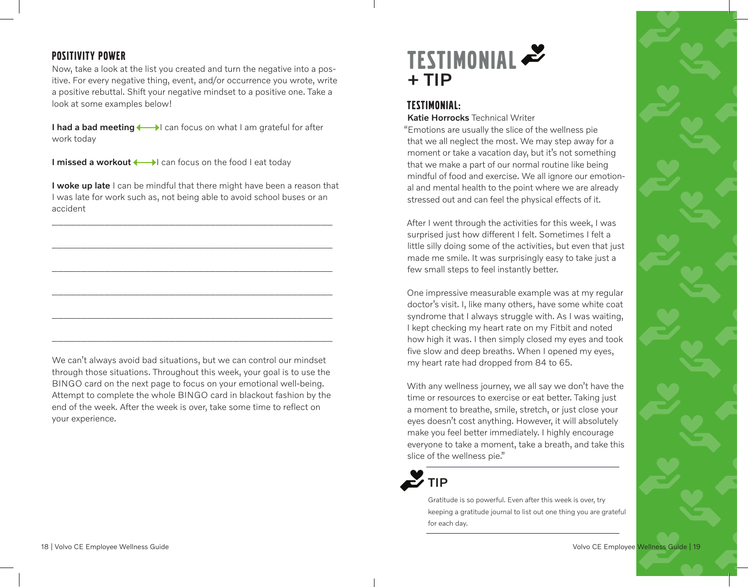## POSITIVITY POWER

Now, take a look at the list you created and turn the negative into a positive. For every negative thing, event, and/or occurrence you wrote, write a positive rebuttal. Shift your negative mindset to a positive one. Take a look at some examples below!

**I had a bad meeting** ⟷ I can focus on what I am grateful for after work today

**I missed a workout** ⟷ I can focus on the food I eat today

**I woke up late** I can be mindful that there might have been a reason that I was late for work such as, not being able to avoid school buses or an accident

\_\_\_\_\_\_\_\_\_\_\_\_\_\_\_\_\_\_\_\_\_\_\_\_\_\_\_\_\_\_\_\_\_\_\_\_\_\_\_\_\_\_\_\_\_\_\_\_\_\_\_\_\_\_\_\_\_\_\_\_

\_\_\_\_\_\_\_\_\_\_\_\_\_\_\_\_\_\_\_\_\_\_\_\_\_\_\_\_\_\_\_\_\_\_\_\_\_\_\_\_\_\_\_\_\_\_\_\_\_\_\_\_\_\_\_\_\_\_\_\_

\_\_\_\_\_\_\_\_\_\_\_\_\_\_\_\_\_\_\_\_\_\_\_\_\_\_\_\_\_\_\_\_\_\_\_\_\_\_\_\_\_\_\_\_\_\_\_\_\_\_\_\_\_\_\_\_\_\_\_\_

\_\_\_\_\_\_\_\_\_\_\_\_\_\_\_\_\_\_\_\_\_\_\_\_\_\_\_\_\_\_\_\_\_\_\_\_\_\_\_\_\_\_\_\_\_\_\_\_\_\_\_\_\_\_\_\_\_\_\_\_

\_\_\_\_\_\_\_\_\_\_\_\_\_\_\_\_\_\_\_\_\_\_\_\_\_\_\_\_\_\_\_\_\_\_\_\_\_\_\_\_\_\_\_\_\_\_\_\_\_\_\_\_\_\_\_\_\_\_\_\_

\_\_\_\_\_\_\_\_\_\_\_\_\_\_\_\_\_\_\_\_\_\_\_\_\_\_\_\_\_\_\_\_\_\_\_\_\_\_\_\_\_\_\_\_\_\_\_\_\_\_\_\_\_\_\_\_\_\_\_\_

We can't always avoid bad situations, but we can control our mindset through those situations. Throughout this week, your goal is to use the BINGO card on the next page to focus on your emotional well-being. Attempt to complete the whole BINGO card in blackout fashion by the end of the week. After the week is over, take some time to reflect on your experience.

# TESTIMONIAL + TIP

## TESTIMONIAL:

**Katie Horrocks** Technical Writer

"Emotions are usually the slice of the wellness pie that we all neglect the most. We may step away for a moment or take a vacation day, but it's not something that we make a part of our normal routine like being mindful of food and exercise. We all ignore our emotional and mental health to the point where we are already stressed out and can feel the physical effects of it.

After I went through the activities for this week, I was surprised just how different I felt. Sometimes I felt a little silly doing some of the activities, but even that just made me smile. It was surprisingly easy to take just a few small steps to feel instantly better.

One impressive measurable example was at my regular doctor's visit. I, like many others, have some white coat syndrome that I always struggle with. As I was waiting, I kept checking my heart rate on my Fitbit and noted how high it was. I then simply closed my eyes and took five slow and deep breaths. When I opened my eyes, my heart rate had dropped from 84 to 65.

With any wellness journey, we all say we don't have the time or resources to exercise or eat better. Taking just a moment to breathe, smile, stretch, or just close your eyes doesn't cost anything. However, it will absolutely make you feel better immediately. I highly encourage everyone to take a moment, take a breath, and take this slice of the wellness pie."

## TIP

Gratitude is so powerful. Even after this week is over, try keeping a gratitude journal to list out one thing you are grateful for each day.